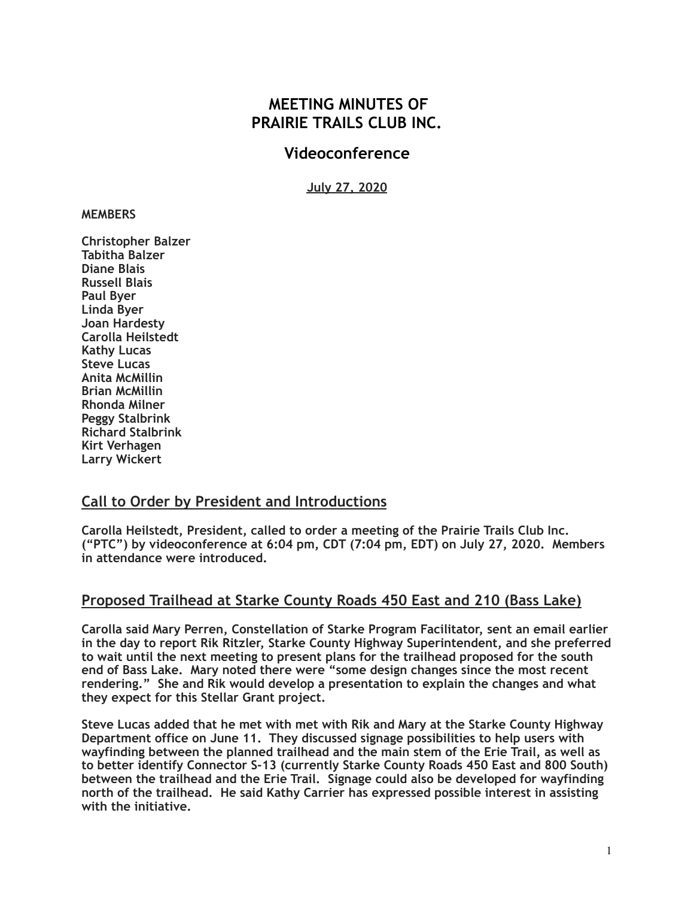# MEETING MINUTES OF PRAIRIE TRAILS CLUB INC.

## Videoconference

July 27, 2020

**MEMBERS**

**Christopher Balzer**
**Tabitha Balzer**
**Diane Blais**
**Russell Blais**
**Paul Byer**
**Linda Byer**
**Joan Hardesty**
**Carolla Heilstedt**
**Kathy Lucas**
**Steve Lucas**
**Anita McMillin**
**Brian McMillin**
**Rhonda Milner**
**Peggy Stalbrink**
**Richard Stalbrink**
**Kirt Verhagen**
**Larry Wickert**

## Call to Order by President and Introductions

**Carolla Heilstedt, President, called to order a meeting of the Prairie Trails Club Inc. ("PTC") by videoconference at 6:04 pm, CDT (7:04 pm, EDT) on July 27, 2020. Members in attendance were introduced.**

## Proposed Trailhead at Starke County Roads 450 East and 210 (Bass Lake)

**Carolla said Mary Perren, Constellation of Starke Program Facilitator, sent an email earlier in the day to report Rik Ritzler, Starke County Highway Superintendent, and she preferred to wait until the next meeting to present plans for the trailhead proposed for the south end of Bass Lake. Mary noted there were "some design changes since the most recent rendering." She and Rik would develop a presentation to explain the changes and what they expect for this Stellar Grant project.**

**Steve Lucas added that he met with met with Rik and Mary at the Starke County Highway Department office on June 11. They discussed signage possibilities to help users with wayfinding between the planned trailhead and the main stem of the Erie Trail, as well as to better identify Connector S-13 (currently Starke County Roads 450 East and 800 South) between the trailhead and the Erie Trail. Signage could also be developed for wayfinding north of the trailhead. He said Kathy Carrier has expressed possible interest in assisting with the initiative.**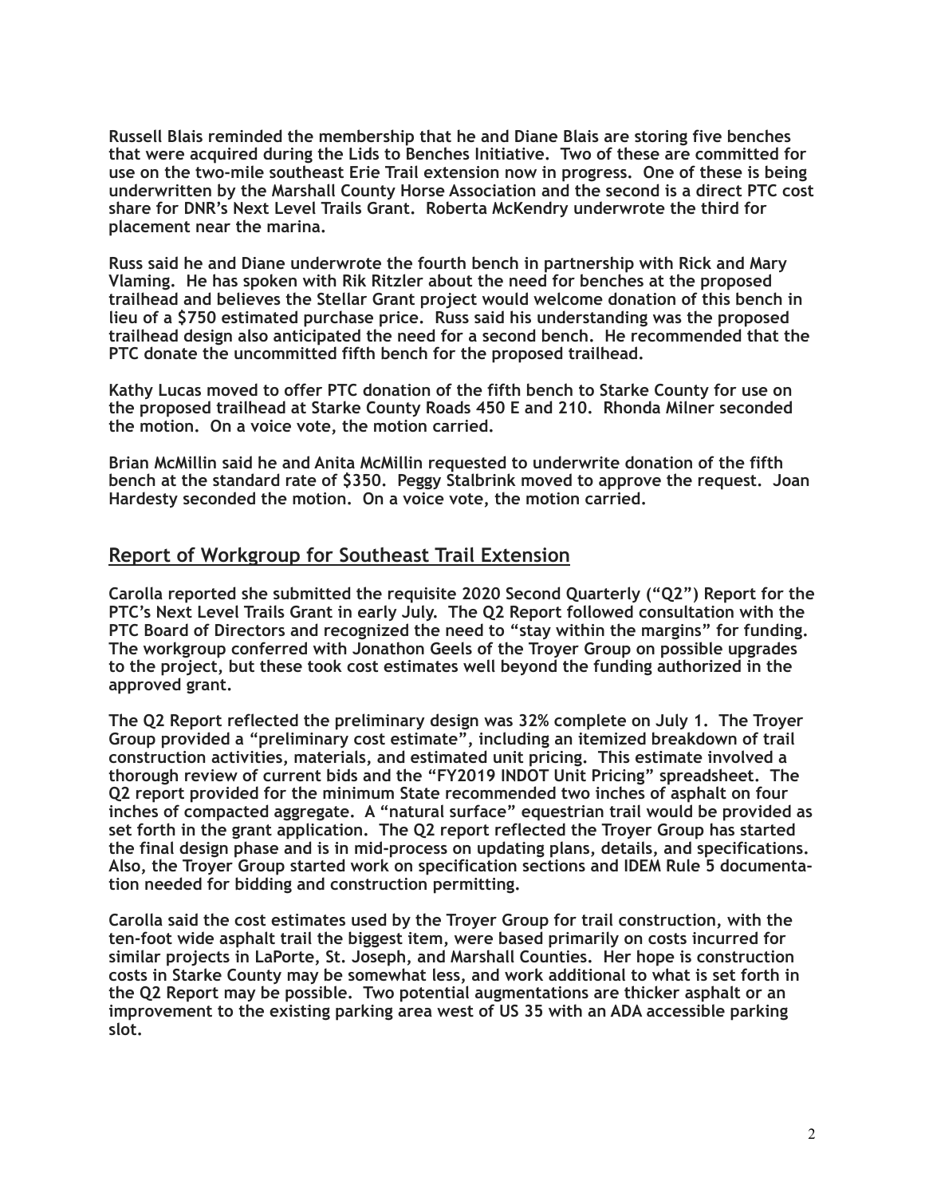**Russell Blais reminded the membership that he and Diane Blais are storing five benches that were acquired during the Lids to Benches Initiative. Two of these are committed for use on the two-mile southeast Erie Trail extension now in progress. One of these is being underwritten by the Marshall County Horse Association and the second is a direct PTC cost share for DNR's Next Level Trails Grant. Roberta McKendry underwrote the third for placement near the marina.**

**Russ said he and Diane underwrote the fourth bench in partnership with Rick and Mary Vlaming. He has spoken with Rik Ritzler about the need for benches at the proposed trailhead and believes the Stellar Grant project would welcome donation of this bench in lieu of a $750 estimated purchase price. Russ said his understanding was the proposed trailhead design also anticipated the need for a second bench. He recommended that the PTC donate the uncommitted fifth bench for the proposed trailhead.**

**Kathy Lucas moved to offer PTC donation of the fifth bench to Starke County for use on the proposed trailhead at Starke County Roads 450 E and 210. Rhonda Milner seconded the motion. On a voice vote, the motion carried.**

**Brian McMillin said he and Anita McMillin requested to underwrite donation of the fifth bench at the standard rate of $350. Peggy Stalbrink moved to approve the request. Joan Hardesty seconded the motion. On a voice vote, the motion carried.**

## Report of Workgroup for Southeast Trail Extension

**Carolla reported she submitted the requisite 2020 Second Quarterly ("Q2") Report for the PTC's Next Level Trails Grant in early July. The Q2 Report followed consultation with the PTC Board of Directors and recognized the need to "stay within the margins" for funding. The workgroup conferred with Jonathon Geels of the Troyer Group on possible upgrades to the project, but these took cost estimates well beyond the funding authorized in the approved grant.**

**The Q2 Report reflected the preliminary design was 32% complete on July 1. The Troyer Group provided a "preliminary cost estimate", including an itemized breakdown of trail construction activities, materials, and estimated unit pricing. This estimate involved a thorough review of current bids and the "FY2019 INDOT Unit Pricing" spreadsheet. The Q2 report provided for the minimum State recommended two inches of asphalt on four inches of compacted aggregate. A "natural surface" equestrian trail would be provided as set forth in the grant application. The Q2 report reflected the Troyer Group has started the final design phase and is in mid-process on updating plans, details, and specifications. Also, the Troyer Group started work on specification sections and IDEM Rule 5 documentation needed for bidding and construction permitting.**

**Carolla said the cost estimates used by the Troyer Group for trail construction, with the ten-foot wide asphalt trail the biggest item, were based primarily on costs incurred for similar projects in LaPorte, St. Joseph, and Marshall Counties. Her hope is construction costs in Starke County may be somewhat less, and work additional to what is set forth in the Q2 Report may be possible. Two potential augmentations are thicker asphalt or an improvement to the existing parking area west of US 35 with an ADA accessible parking slot.**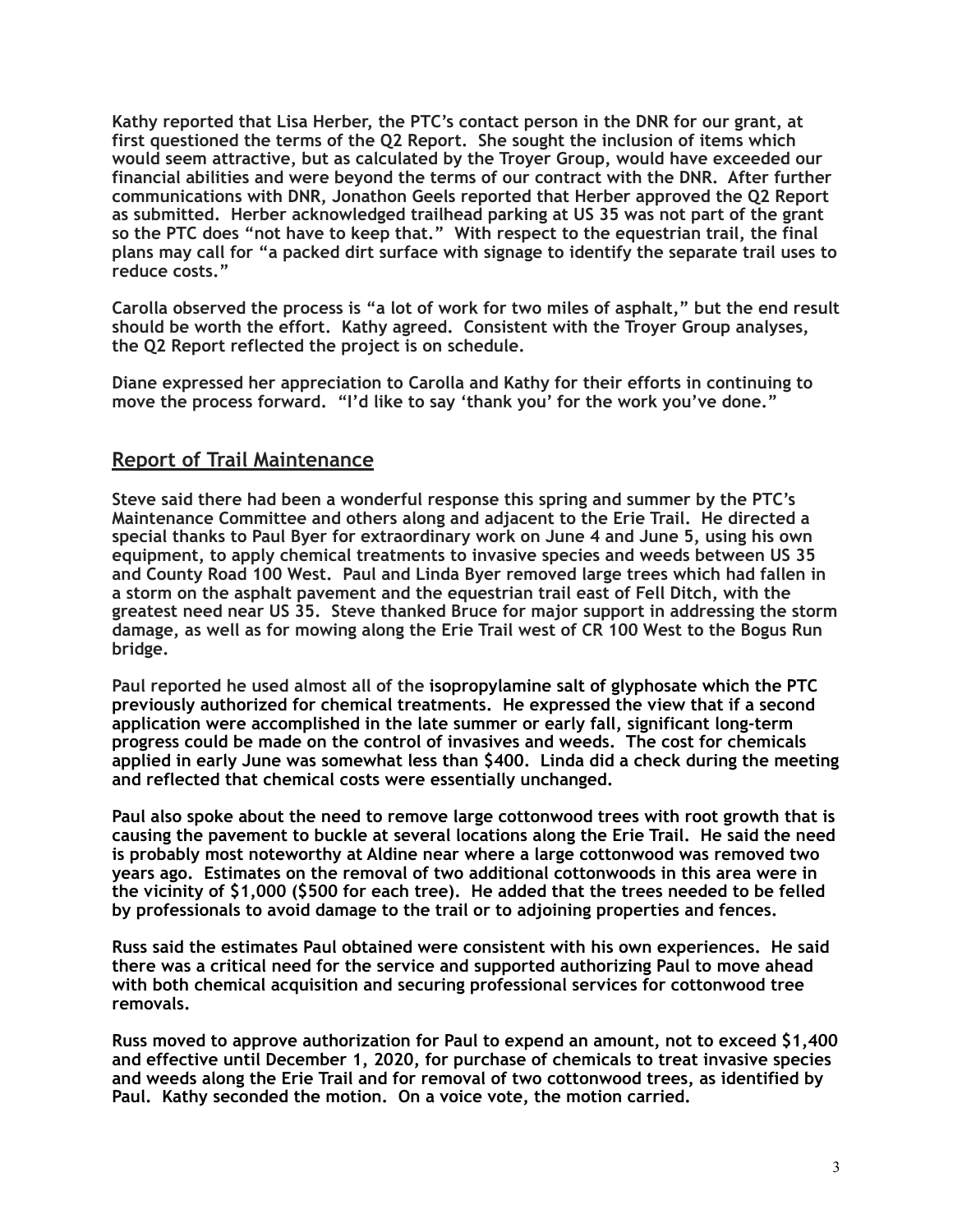Kathy reported that Lisa Herber, the PTC's contact person in the DNR for our grant, at first questioned the terms of the Q2 Report. She sought the inclusion of items which would seem attractive, but as calculated by the Troyer Group, would have exceeded our financial abilities and were beyond the terms of our contract with the DNR. After further communications with DNR, Jonathon Geels reported that Herber approved the Q2 Report as submitted. Herber acknowledged trailhead parking at US 35 was not part of the grant so the PTC does "not have to keep that." With respect to the equestrian trail, the final plans may call for "a packed dirt surface with signage to identify the separate trail uses to reduce costs."

Carolla observed the process is "a lot of work for two miles of asphalt," but the end result should be worth the effort. Kathy agreed. Consistent with the Troyer Group analyses, the Q2 Report reflected the project is on schedule.

Diane expressed her appreciation to Carolla and Kathy for their efforts in continuing to move the process forward. "I'd like to say 'thank you' for the work you've done."

## Report of Trail Maintenance

Steve said there had been a wonderful response this spring and summer by the PTC's Maintenance Committee and others along and adjacent to the Erie Trail. He directed a special thanks to Paul Byer for extraordinary work on June 4 and June 5, using his own equipment, to apply chemical treatments to invasive species and weeds between US 35 and County Road 100 West. Paul and Linda Byer removed large trees which had fallen in a storm on the asphalt pavement and the equestrian trail east of Fell Ditch, with the greatest need near US 35. Steve thanked Bruce for major support in addressing the storm damage, as well as for mowing along the Erie Trail west of CR 100 West to the Bogus Run bridge.

Paul reported he used almost all of the isopropylamine salt of glyphosate which the PTC previously authorized for chemical treatments. He expressed the view that if a second application were accomplished in the late summer or early fall, significant long-term progress could be made on the control of invasives and weeds. The cost for chemicals applied in early June was somewhat less than $400. Linda did a check during the meeting and reflected that chemical costs were essentially unchanged.

Paul also spoke about the need to remove large cottonwood trees with root growth that is causing the pavement to buckle at several locations along the Erie Trail. He said the need is probably most noteworthy at Aldine near where a large cottonwood was removed two years ago. Estimates on the removal of two additional cottonwoods in this area were in the vicinity of $1,000 ($500 for each tree). He added that the trees needed to be felled by professionals to avoid damage to the trail or to adjoining properties and fences.

Russ said the estimates Paul obtained were consistent with his own experiences. He said there was a critical need for the service and supported authorizing Paul to move ahead with both chemical acquisition and securing professional services for cottonwood tree removals.

Russ moved to approve authorization for Paul to expend an amount, not to exceed $1,400 and effective until December 1, 2020, for purchase of chemicals to treat invasive species and weeds along the Erie Trail and for removal of two cottonwood trees, as identified by Paul. Kathy seconded the motion. On a voice vote, the motion carried.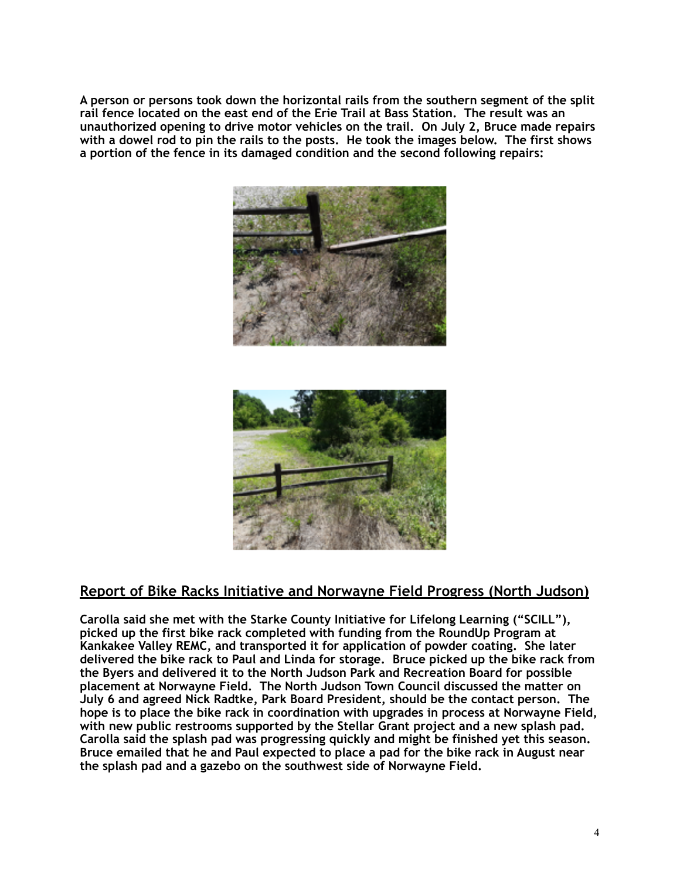**A person or persons took down the horizontal rails from the southern segment of the split rail fence located on the east end of the Erie Trail at Bass Station. The result was an unauthorized opening to drive motor vehicles on the trail. On July 2, Bruce made repairs with a dowel rod to pin the rails to the posts. He took the images below. The first shows a portion of the fence in its damaged condition and the second following repairs:**

## Report of Bike Racks Initiative and Norwayne Field Progress (North Judson)

**Carolla said she met with the Starke County Initiative for Lifelong Learning ("SCILL"), picked up the first bike rack completed with funding from the RoundUp Program at Kankakee Valley REMC, and transported it for application of powder coating. She later delivered the bike rack to Paul and Linda for storage. Bruce picked up the bike rack from the Byers and delivered it to the North Judson Park and Recreation Board for possible placement at Norwayne Field. The North Judson Town Council discussed the matter on July 6 and agreed Nick Radtke, Park Board President, should be the contact person. The hope is to place the bike rack in coordination with upgrades in process at Norwayne Field, with new public restrooms supported by the Stellar Grant project and a new splash pad. Carolla said the splash pad was progressing quickly and might be finished yet this season. Bruce emailed that he and Paul expected to place a pad for the bike rack in August near the splash pad and a gazebo on the southwest side of Norwayne Field.**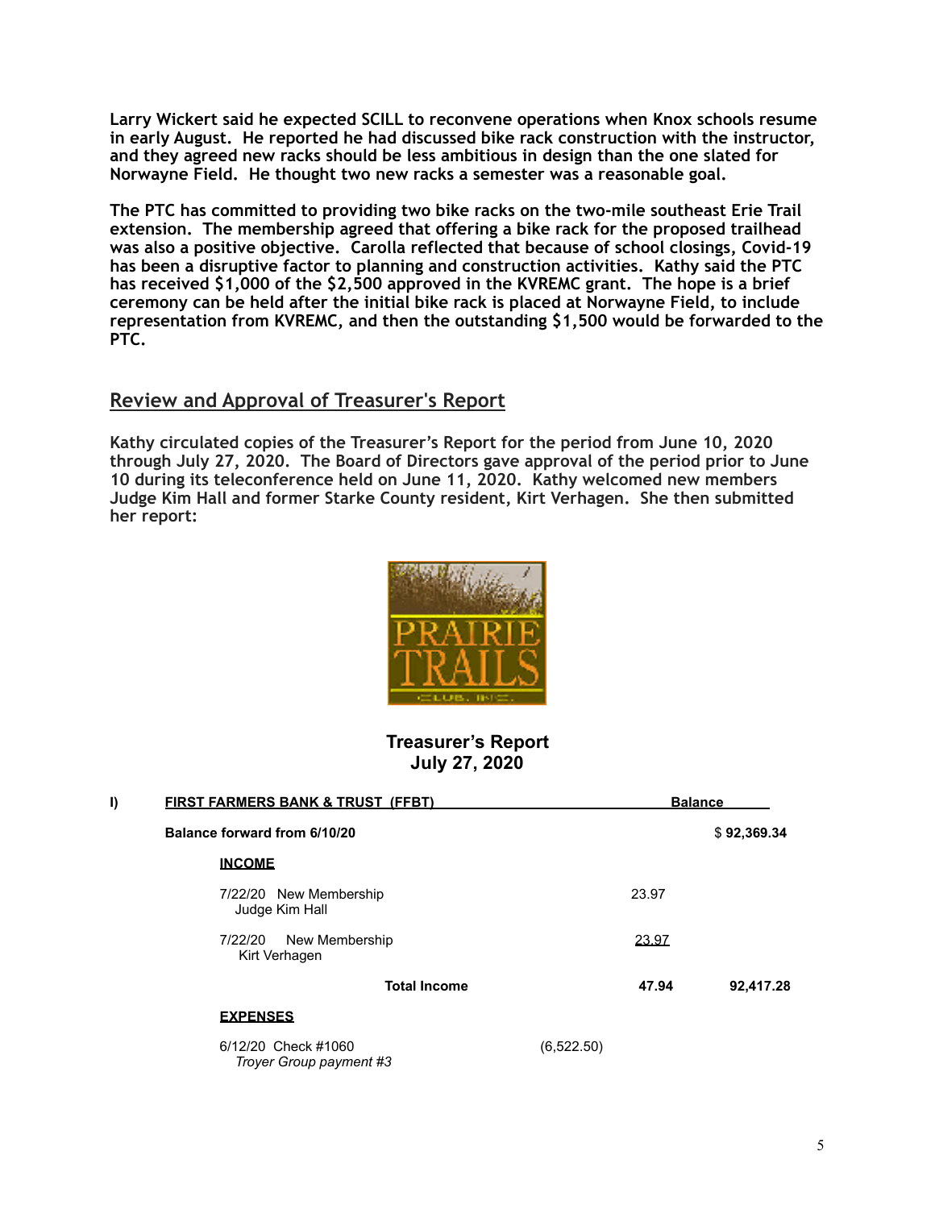**Larry Wickert said he expected SCILL to reconvene operations when Knox schools resume in early August. He reported he had discussed bike rack construction with the instructor, and they agreed new racks should be less ambitious in design than the one slated for Norwayne Field. He thought two new racks a semester was a reasonable goal.**

**The PTC has committed to providing two bike racks on the two-mile southeast Erie Trail extension. The membership agreed that offering a bike rack for the proposed trailhead was also a positive objective. Carolla reflected that because of school closings, Covid-19 has been a disruptive factor to planning and construction activities. Kathy said the PTC has received $1,000 of the $2,500 approved in the KVREMC grant. The hope is a brief ceremony can be held after the initial bike rack is placed at Norwayne Field, to include representation from KVREMC, and then the outstanding $1,500 would be forwarded to the PTC.**

## Review and Approval of Treasurer's Report

**Kathy circulated copies of the Treasurer's Report for the period from June 10, 2020 through July 27, 2020. The Board of Directors gave approval of the period prior to June 10 during its teleconference held on June 11, 2020. Kathy welcomed new members Judge Kim Hall and former Starke County resident, Kirt Verhagen. She then submitted her report:**

PRAIRIE TRAILS CLUB, INC.

### Treasurer's Report
### July 27, 2020

| I) | **FIRST FARMERS BANK & TRUST (FFBT)** | | | **Balance** |
|---|---|---|---|---|
| | **Balance forward from 6/10/20** | | | **$ 92,369.34** |
| | **INCOME** | | | |
| | 7/22/20 New Membership<br>Judge Kim Hall | | 23.97 | |
| | 7/22/20 New Membership<br>Kirt Verhagen | | 23.97 | |
| | **Total Income** | | **47.94** | **92,417.28** |
| | **EXPENSES** | | | |
| | 6/12/20 Check #1060<br>*Troyer Group payment #3* | (6,522.50) | | |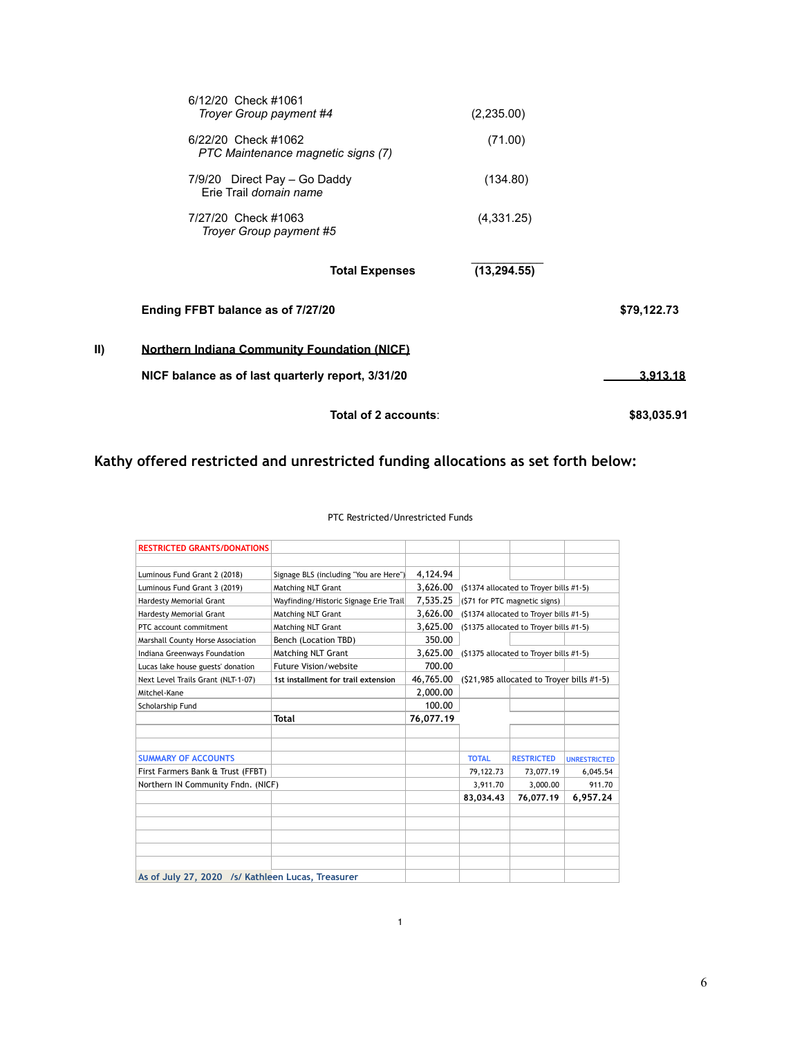6/12/20 Check #1061
*Troyer Group payment #4* (2,235.00)

6/22/20 Check #1062
*PTC Maintenance magnetic signs (7)* (71.00)

7/9/20 Direct Pay – Go Daddy
Erie Trail *domain name* (134.80)

7/27/20 Check #1063
*Troyer Group payment #5* (4,331.25)

**Total Expenses** **(13,294.55)**

**Ending FFBT balance as of 7/27/20** **$79,122.73**

**II) Northern Indiana Community Foundation (NICF)**

**NICF balance as of last quarterly report, 3/31/20** **3,913.18**

**Total of 2 accounts**: **$83,035.91**

## Kathy offered restricted and unrestricted funding allocations as set forth below:

PTC Restricted/Unrestricted Funds

| RESTRICTED GRANTS/DONATIONS | | | | | |
|---|---|---|---|---|---|
| Luminous Fund Grant 2 (2018) | Signage BLS (including "You are Here") | 4,124.94 | | | |
| Luminous Fund Grant 3 (2019) | Matching NLT Grant | 3,626.00 | ($1374 allocated to Troyer bills #1-5) | | |
| Hardesty Memorial Grant | Wayfinding/Historic Signage Erie Trail | 7,535.25 | ($71 for PTC magnetic signs) | | |
| Hardesty Memorial Grant | Matching NLT Grant | 3,626.00 | ($1374 allocated to Troyer bills #1-5) | | |
| PTC account commitment | Matching NLT Grant | 3,625.00 | ($1375 allocated to Troyer bills #1-5) | | |
| Marshall County Horse Association | Bench (Location TBD) | 350.00 | | | |
| Indiana Greenways Foundation | Matching NLT Grant | 3,625.00 | ($1375 allocated to Troyer bills #1-5) | | |
| Lucas lake house guests' donation | Future Vision/website | 700.00 | | | |
| Next Level Trails Grant (NLT-1-07) | 1st installment for trail extension | 46,765.00 | ($21,985 allocated to Troyer bills #1-5) | | |
| Mitchel-Kane | | 2,000.00 | | | |
| Scholarship Fund | | 100.00 | | | |
| | **Total** | **76,077.19** | | | |
| | | | | | |
| SUMMARY OF ACCOUNTS | | | TOTAL | RESTRICTED | UNRESTRICTED |
| First Farmers Bank & Trust (FFBT) | | | 79,122.73 | 73,077.19 | 6,045.54 |
| Northern IN Community Fndn. (NICF) | | | 3,911.70 | 3,000.00 | 911.70 |
| | | | **83,034.43** | **76,077.19** | **6,957.24** |

As of July 27, 2020 /s/ Kathleen Lucas, Treasurer

1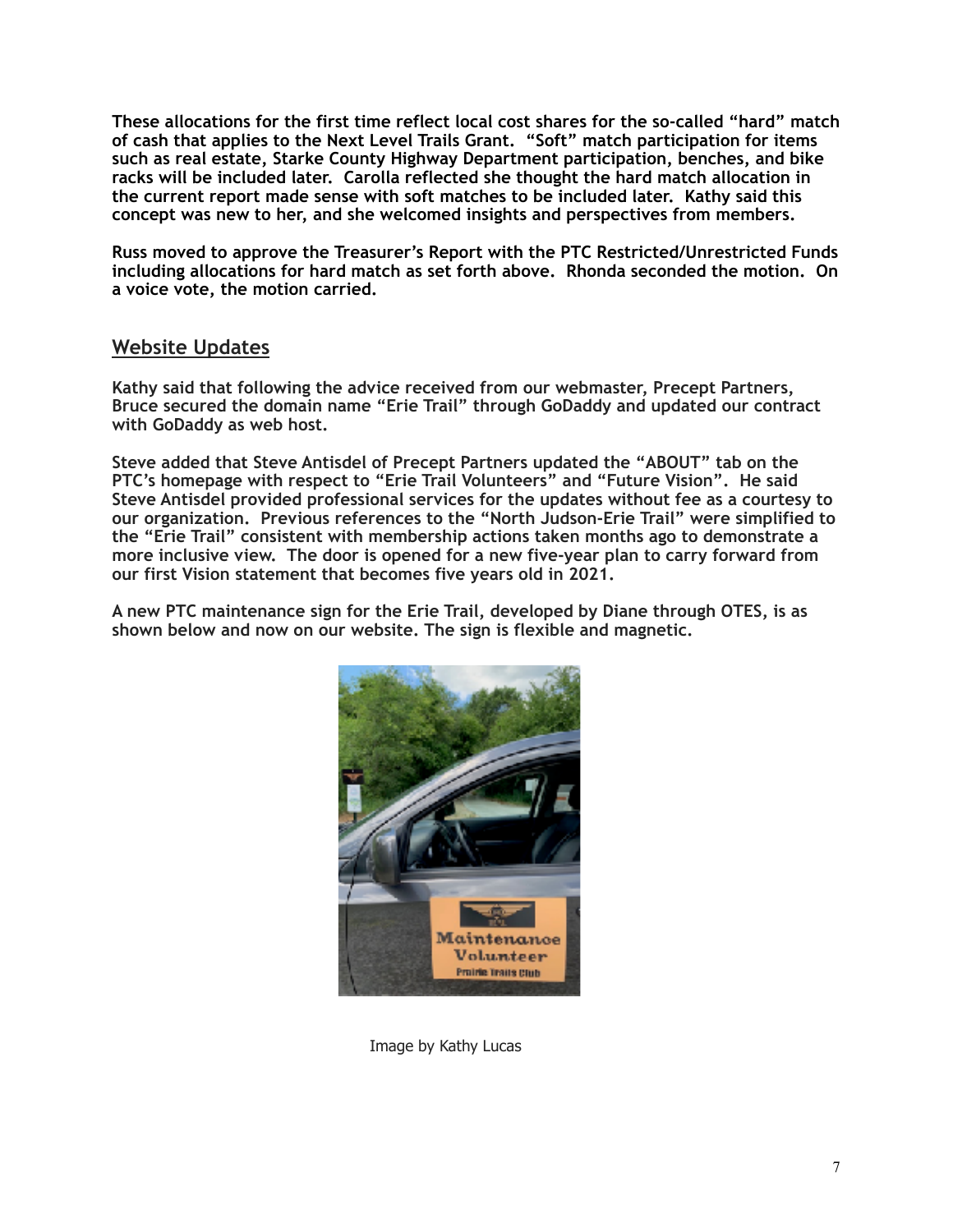**These allocations for the first time reflect local cost shares for the so-called "hard" match of cash that applies to the Next Level Trails Grant. "Soft" match participation for items such as real estate, Starke County Highway Department participation, benches, and bike racks will be included later. Carolla reflected she thought the hard match allocation in the current report made sense with soft matches to be included later. Kathy said this concept was new to her, and she welcomed insights and perspectives from members.**

**Russ moved to approve the Treasurer's Report with the PTC Restricted/Unrestricted Funds including allocations for hard match as set forth above. Rhonda seconded the motion. On a voice vote, the motion carried.**

## Website Updates

**Kathy said that following the advice received from our webmaster, Precept Partners, Bruce secured the domain name "Erie Trail" through GoDaddy and updated our contract with GoDaddy as web host.**

**Steve added that Steve Antisdel of Precept Partners updated the "ABOUT" tab on the PTC's homepage with respect to "Erie Trail Volunteers" and "Future Vision". He said Steve Antisdel provided professional services for the updates without fee as a courtesy to our organization. Previous references to the "North Judson-Erie Trail" were simplified to the "Erie Trail" consistent with membership actions taken months ago to demonstrate a more inclusive view. The door is opened for a new five-year plan to carry forward from our first Vision statement that becomes five years old in 2021.**

**A new PTC maintenance sign for the Erie Trail, developed by Diane through OTES, is as shown below and now on our website. The sign is flexible and magnetic.**

Image by Kathy Lucas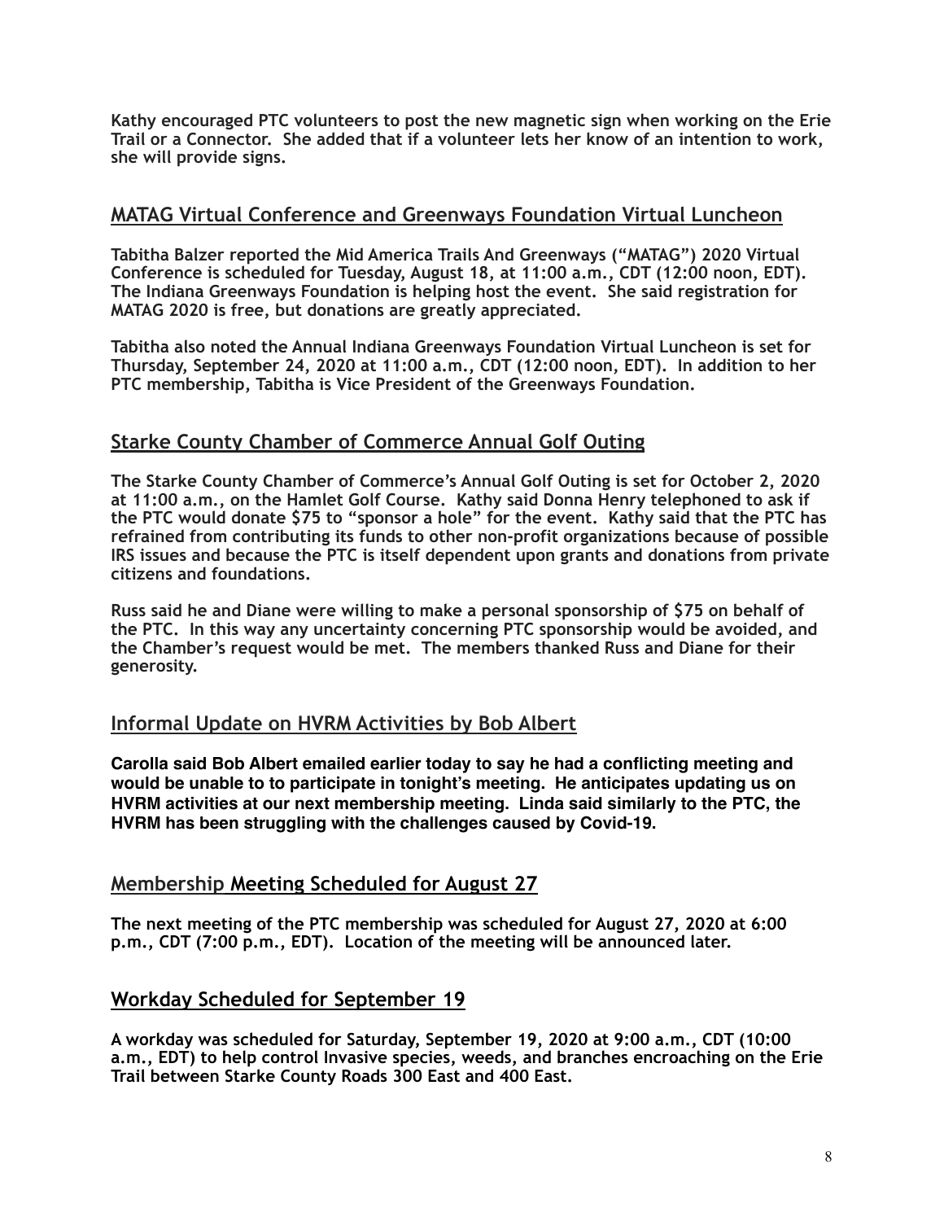Kathy encouraged PTC volunteers to post the new magnetic sign when working on the Erie Trail or a Connector. She added that if a volunteer lets her know of an intention to work, she will provide signs.

## MATAG Virtual Conference and Greenways Foundation Virtual Luncheon

Tabitha Balzer reported the Mid America Trails And Greenways ("MATAG") 2020 Virtual Conference is scheduled for Tuesday, August 18, at 11:00 a.m., CDT (12:00 noon, EDT). The Indiana Greenways Foundation is helping host the event. She said registration for MATAG 2020 is free, but donations are greatly appreciated.

Tabitha also noted the Annual Indiana Greenways Foundation Virtual Luncheon is set for Thursday, September 24, 2020 at 11:00 a.m., CDT (12:00 noon, EDT). In addition to her PTC membership, Tabitha is Vice President of the Greenways Foundation.

## Starke County Chamber of Commerce Annual Golf Outing

The Starke County Chamber of Commerce's Annual Golf Outing is set for October 2, 2020 at 11:00 a.m., on the Hamlet Golf Course. Kathy said Donna Henry telephoned to ask if the PTC would donate $75 to "sponsor a hole" for the event. Kathy said that the PTC has refrained from contributing its funds to other non-profit organizations because of possible IRS issues and because the PTC is itself dependent upon grants and donations from private citizens and foundations.

Russ said he and Diane were willing to make a personal sponsorship of $75 on behalf of the PTC. In this way any uncertainty concerning PTC sponsorship would be avoided, and the Chamber's request would be met. The members thanked Russ and Diane for their generosity.

## Informal Update on HVRM Activities by Bob Albert

Carolla said Bob Albert emailed earlier today to say he had a conflicting meeting and would be unable to to participate in tonight's meeting. He anticipates updating us on HVRM activities at our next membership meeting. Linda said similarly to the PTC, the HVRM has been struggling with the challenges caused by Covid-19.

## Membership Meeting Scheduled for August 27

The next meeting of the PTC membership was scheduled for August 27, 2020 at 6:00 p.m., CDT (7:00 p.m., EDT). Location of the meeting will be announced later.

## Workday Scheduled for September 19

A workday was scheduled for Saturday, September 19, 2020 at 9:00 a.m., CDT (10:00 a.m., EDT) to help control Invasive species, weeds, and branches encroaching on the Erie Trail between Starke County Roads 300 East and 400 East.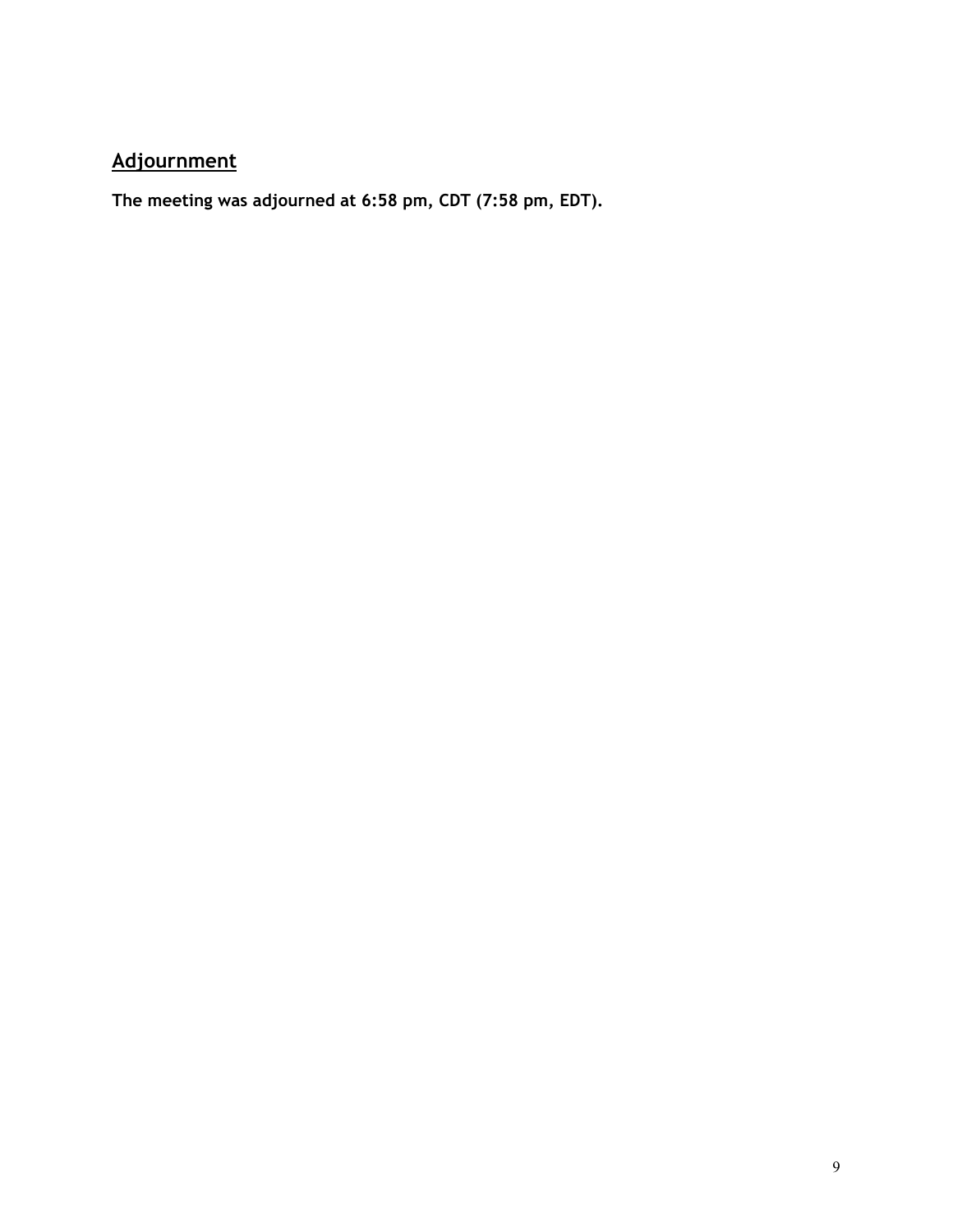## Adjournment

**The meeting was adjourned at 6:58 pm, CDT (7:58 pm, EDT).**